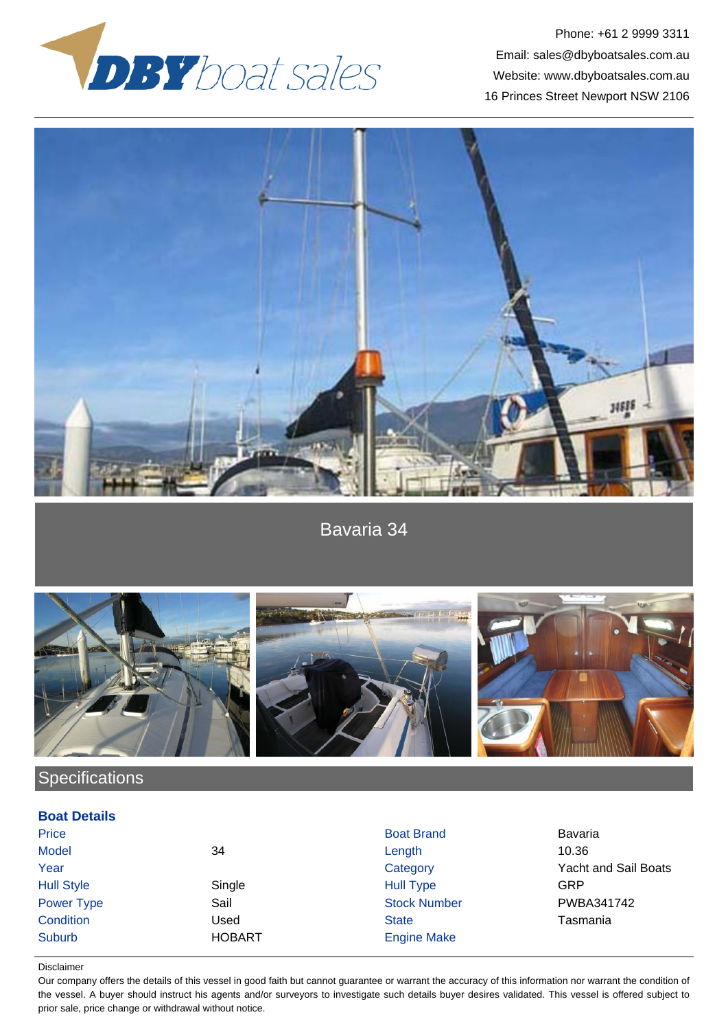DBY boat sales

Phone: +61 2 9999 3311
Email: sales@dbyboatsales.com.au
Website: www.dbyboatsales.com.au
16 Princes Street Newport NSW 2106

# Bavaria 34

## Specifications

### Boat Details

| | | | |
|---|---|---|---|
| Price | | Boat Brand | Bavaria |
| Model | 34 | Length | 10.36 |
| Year | | Category | Yacht and Sail Boats |
| Hull Style | Single | Hull Type | GRP |
| Power Type | Sail | Stock Number | PWBA341742 |
| Condition | Used | State | Tasmania |
| Suburb | HOBART | Engine Make | |

Disclaimer

Our company offers the details of this vessel in good faith but cannot guarantee or warrant the accuracy of this information nor warrant the condition of the vessel. A buyer should instruct his agents and/or surveyors to investigate such details buyer desires validated. This vessel is offered subject to prior sale, price change or withdrawal without notice.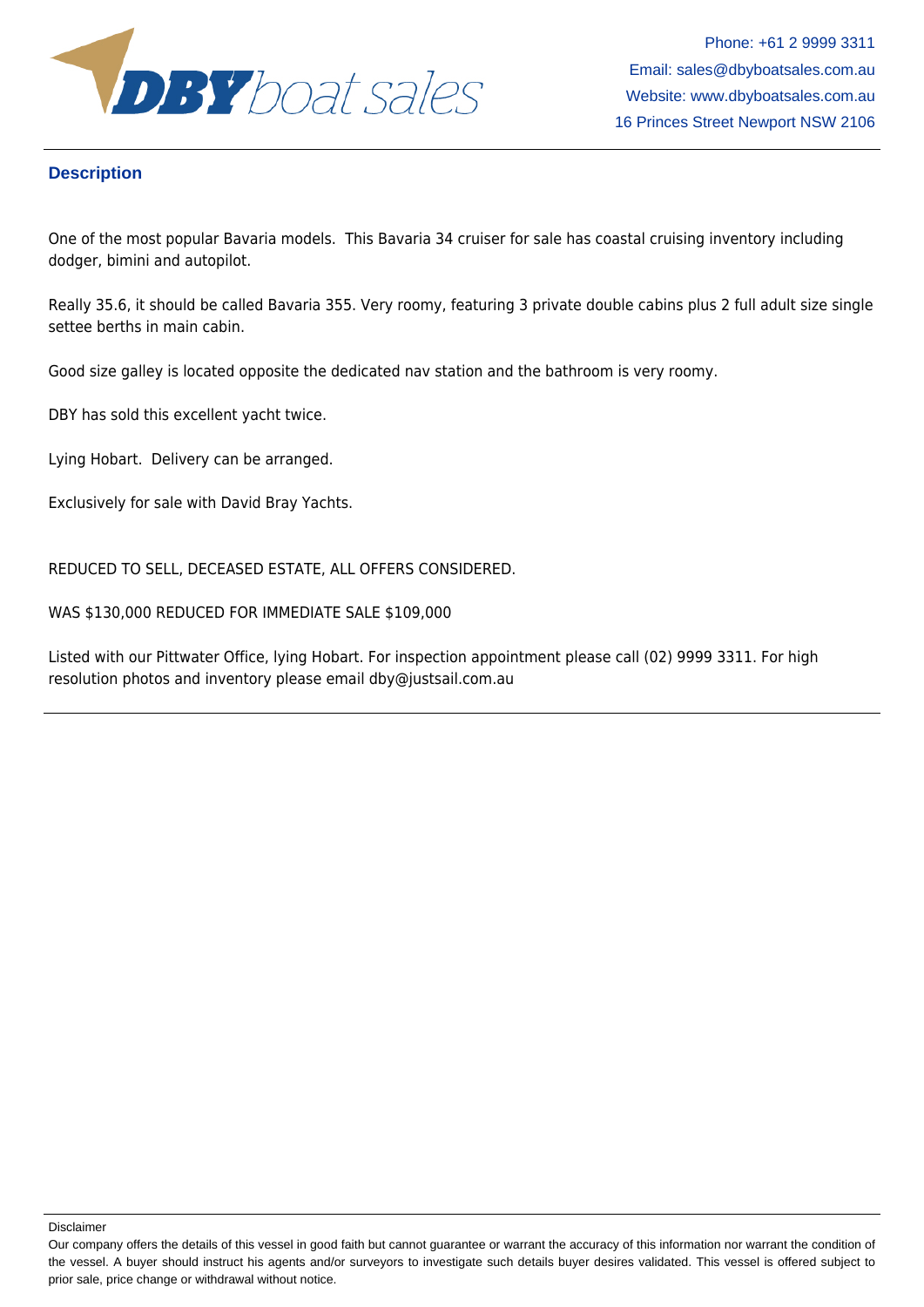## Description

One of the most popular Bavaria models. This Bavaria 34 cruiser for sale has coastal cruising inventory including dodger, bimini and autopilot.

Really 35.6, it should be called Bavaria 355. Very roomy, featuring 3 private double cabins plus 2 full adult size single settee berths in main cabin.

Good size galley is located opposite the dedicated nav station and the bathroom is very roomy.

DBY has sold this excellent yacht twice.

Lying Hobart. Delivery can be arranged.

Exclusively for sale with David Bray Yachts.

REDUCED TO SELL, DECEASED ESTATE, ALL OFFERS CONSIDERED.

WAS $130,000 REDUCED FOR IMMEDIATE SALE $109,000

Listed with our Pittwater Office, lying Hobart. For inspection appointment please call (02) 9999 3311. For high resolution photos and inventory please email dby@justsail.com.au

Disclaimer

Our company offers the details of this vessel in good faith but cannot guarantee or warrant the accuracy of this information nor warrant the condition of the vessel. A buyer should instruct his agents and/or surveyors to investigate such details buyer desires validated. This vessel is offered subject to prior sale, price change or withdrawal without notice.